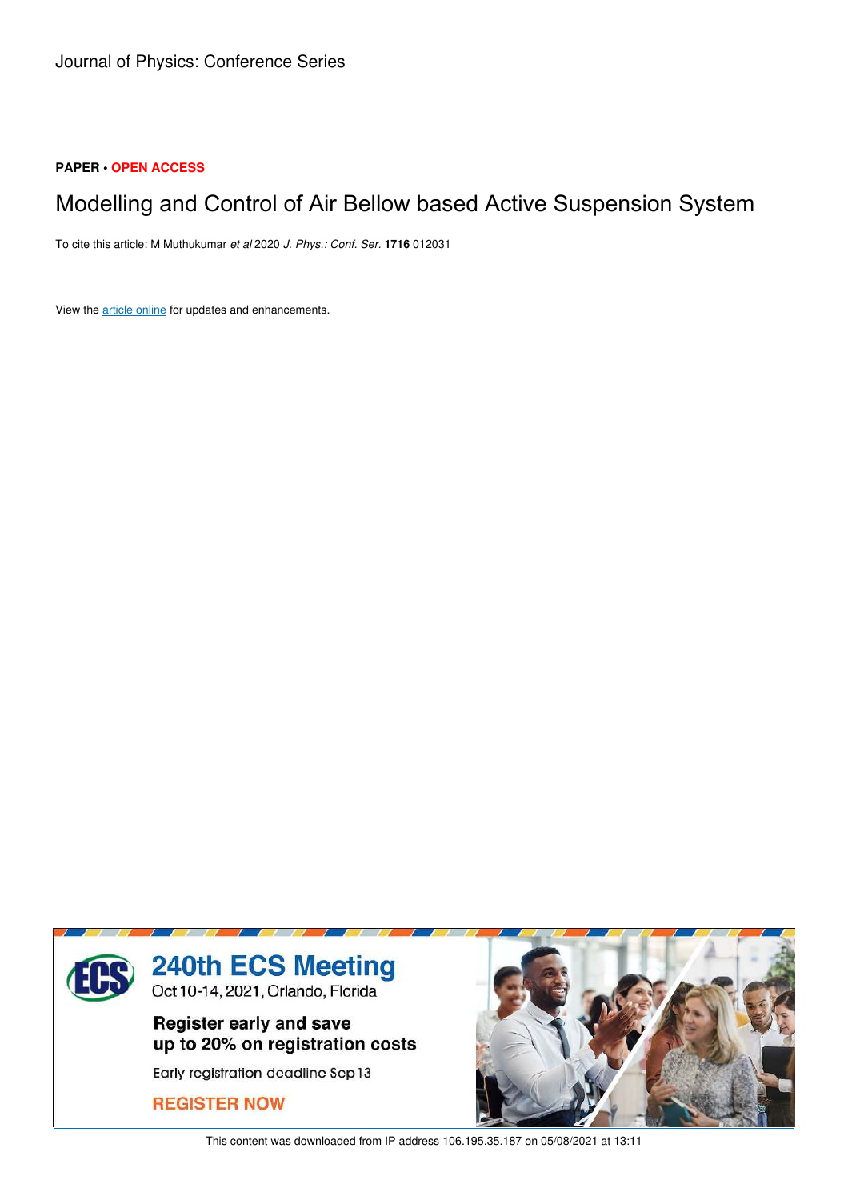Journal of Physics: Conference Series

**PAPER • OPEN ACCESS**

# Modelling and Control of Air Bellow based Active Suspension System

To cite this article: M Muthukumar *et al* 2020 *J. Phys.: Conf. Ser.* **1716** 012031

View the article online for updates and enhancements.

240th ECS Meeting
Oct 10-14, 2021, Orlando, Florida

Register early and save up to 20% on registration costs

Early registration deadline Sep 13

REGISTER NOW

This content was downloaded from IP address 106.195.35.187 on 05/08/2021 at 13:11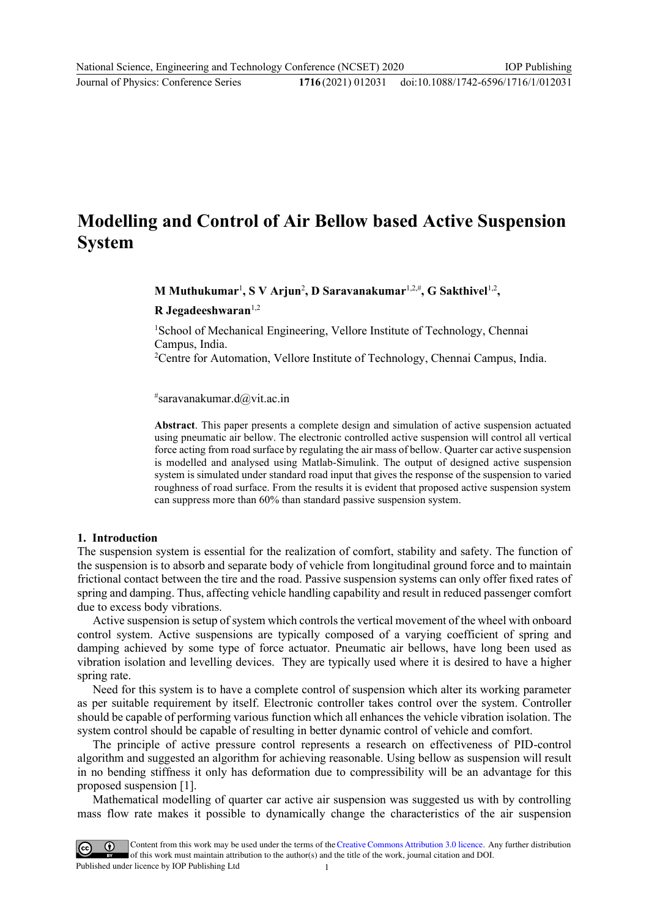# Modelling and Control of Air Bellow based Active Suspension System

**M Muthukumar**[1], **S V Arjun**[2], **D Saravanakumar**[1,2,#], **G Sakthivel**[1,2], **R Jegadeeshwaran**[1,2]

[1]School of Mechanical Engineering, Vellore Institute of Technology, Chennai Campus, India.
[2]Centre for Automation, Vellore Institute of Technology, Chennai Campus, India.

[#]saravanakumar.d@vit.ac.in

**Abstract**. This paper presents a complete design and simulation of active suspension actuated using pneumatic air bellow. The electronic controlled active suspension will control all vertical force acting from road surface by regulating the air mass of bellow. Quarter car active suspension is modelled and analysed using Matlab-Simulink. The output of designed active suspension system is simulated under standard road input that gives the response of the suspension to varied roughness of road surface. From the results it is evident that proposed active suspension system can suppress more than 60% than standard passive suspension system.

## 1. Introduction

The suspension system is essential for the realization of comfort, stability and safety. The function of the suspension is to absorb and separate body of vehicle from longitudinal ground force and to maintain frictional contact between the tire and the road. Passive suspension systems can only offer fixed rates of spring and damping. Thus, affecting vehicle handling capability and result in reduced passenger comfort due to excess body vibrations.

Active suspension is setup of system which controls the vertical movement of the wheel with onboard control system. Active suspensions are typically composed of a varying coefficient of spring and damping achieved by some type of force actuator. Pneumatic air bellows, have long been used as vibration isolation and levelling devices. They are typically used where it is desired to have a higher spring rate.

Need for this system is to have a complete control of suspension which alter its working parameter as per suitable requirement by itself. Electronic controller takes control over the system. Controller should be capable of performing various function which all enhances the vehicle vibration isolation. The system control should be capable of resulting in better dynamic control of vehicle and comfort.

The principle of active pressure control represents a research on effectiveness of PID-control algorithm and suggested an algorithm for achieving reasonable. Using bellow as suspension will result in no bending stiffness it only has deformation due to compressibility will be an advantage for this proposed suspension [1].

Mathematical modelling of quarter car active air suspension was suggested us with by controlling mass flow rate makes it possible to dynamically change the characteristics of the air suspension

Content from this work may be used under the terms of the Creative Commons Attribution 3.0 licence. Any further distribution of this work must maintain attribution to the author(s) and the title of the work, journal citation and DOI.
Published under licence by IOP Publishing Ltd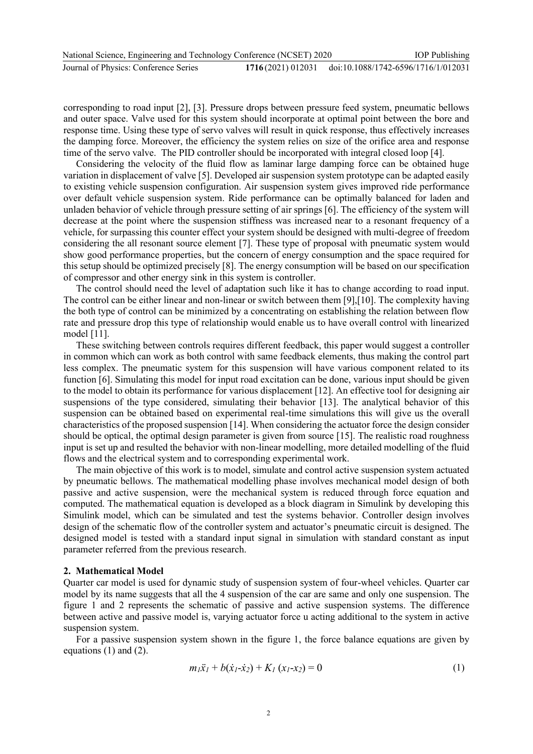corresponding to road input [2], [3]. Pressure drops between pressure feed system, pneumatic bellows and outer space. Valve used for this system should incorporate at optimal point between the bore and response time. Using these type of servo valves will result in quick response, thus effectively increases the damping force. Moreover, the efficiency the system relies on size of the orifice area and response time of the servo valve. The PID controller should be incorporated with integral closed loop [4].

Considering the velocity of the fluid flow as laminar large damping force can be obtained huge variation in displacement of valve [5]. Developed air suspension system prototype can be adapted easily to existing vehicle suspension configuration. Air suspension system gives improved ride performance over default vehicle suspension system. Ride performance can be optimally balanced for laden and unladen behavior of vehicle through pressure setting of air springs [6]. The efficiency of the system will decrease at the point where the suspension stiffness was increased near to a resonant frequency of a vehicle, for surpassing this counter effect your system should be designed with multi-degree of freedom considering the all resonant source element [7]. These type of proposal with pneumatic system would show good performance properties, but the concern of energy consumption and the space required for this setup should be optimized precisely [8]. The energy consumption will be based on our specification of compressor and other energy sink in this system is controller.

The control should need the level of adaptation such like it has to change according to road input. The control can be either linear and non-linear or switch between them [9],[10]. The complexity having the both type of control can be minimized by a concentrating on establishing the relation between flow rate and pressure drop this type of relationship would enable us to have overall control with linearized model [11].

These switching between controls requires different feedback, this paper would suggest a controller in common which can work as both control with same feedback elements, thus making the control part less complex. The pneumatic system for this suspension will have various component related to its function [6]. Simulating this model for input road excitation can be done, various input should be given to the model to obtain its performance for various displacement [12]. An effective tool for designing air suspensions of the type considered, simulating their behavior [13]. The analytical behavior of this suspension can be obtained based on experimental real-time simulations this will give us the overall characteristics of the proposed suspension [14]. When considering the actuator force the design consider should be optical, the optimal design parameter is given from source [15]. The realistic road roughness input is set up and resulted the behavior with non-linear modelling, more detailed modelling of the fluid flows and the electrical system and to corresponding experimental work.

The main objective of this work is to model, simulate and control active suspension system actuated by pneumatic bellows. The mathematical modelling phase involves mechanical model design of both passive and active suspension, were the mechanical system is reduced through force equation and computed. The mathematical equation is developed as a block diagram in Simulink by developing this Simulink model, which can be simulated and test the systems behavior. Controller design involves design of the schematic flow of the controller system and actuator's pneumatic circuit is designed. The designed model is tested with a standard input signal in simulation with standard constant as input parameter referred from the previous research.

## 2. Mathematical Model

Quarter car model is used for dynamic study of suspension system of four-wheel vehicles. Quarter car model by its name suggests that all the 4 suspension of the car are same and only one suspension. The figure 1 and 2 represents the schematic of passive and active suspension systems. The difference between active and passive model is, varying actuator force u acting additional to the system in active suspension system.

For a passive suspension system shown in the figure 1, the force balance equations are given by equations (1) and (2).

$$m_1\ddot{x}_1 + b(\dot{x}_1-\dot{x}_2) + K_1(x_1-x_2) = 0 \tag{1}$$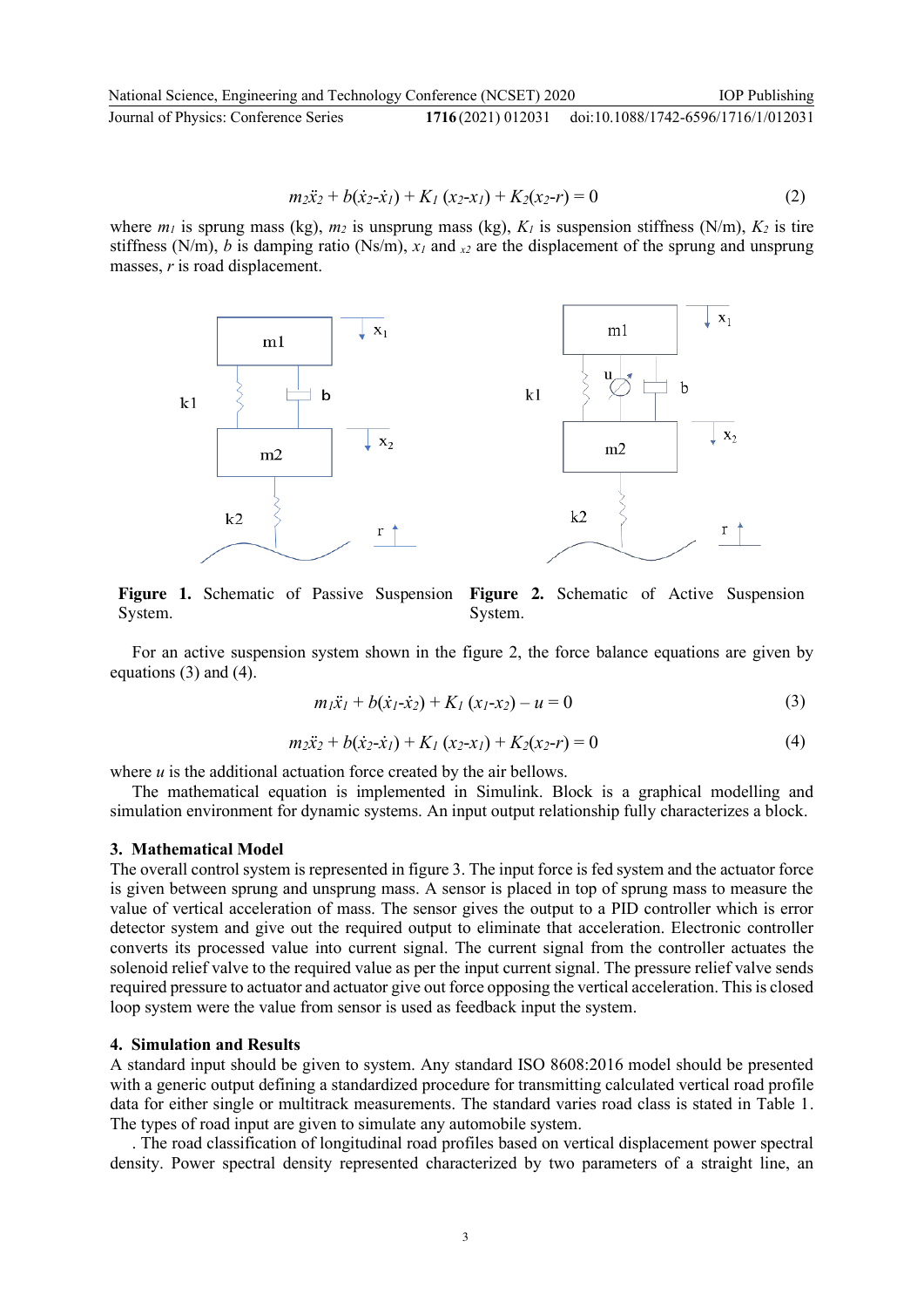$$m_2\ddot{x}_2 + b(\dot{x}_2\text{-}\dot{x}_1) + K_1\,(x_2\text{-}x_1) + K_2(x_2\text{-}r) = 0 \tag{2}$$

where $m_1$ is sprung mass (kg), $m_2$ is unsprung mass (kg), $K_1$ is suspension stiffness (N/m), $K_2$ is tire stiffness (N/m), $b$ is damping ratio (Ns/m), $x_1$ and $x_2$ are the displacement of the sprung and unsprung masses, $r$ is road displacement.

**Figure 1.** Schematic of Passive Suspension System.

**Figure 2.** Schematic of Active Suspension System.

For an active suspension system shown in the figure 2, the force balance equations are given by equations (3) and (4).

$$m_1\ddot{x}_1 + b(\dot{x}_1\text{-}\dot{x}_2) + K_1\,(x_1\text{-}x_2) - u = 0 \tag{3}$$

$$m_2\ddot{x}_2 + b(\dot{x}_2\text{-}\dot{x}_1) + K_1\,(x_2\text{-}x_1) + K_2(x_2\text{-}r) = 0 \tag{4}$$

where $u$ is the additional actuation force created by the air bellows.

The mathematical equation is implemented in Simulink. Block is a graphical modelling and simulation environment for dynamic systems. An input output relationship fully characterizes a block.

## 3. Mathematical Model

The overall control system is represented in figure 3. The input force is fed system and the actuator force is given between sprung and unsprung mass. A sensor is placed in top of sprung mass to measure the value of vertical acceleration of mass. The sensor gives the output to a PID controller which is error detector system and give out the required output to eliminate that acceleration. Electronic controller converts its processed value into current signal. The current signal from the controller actuates the solenoid relief valve to the required value as per the input current signal. The pressure relief valve sends required pressure to actuator and actuator give out force opposing the vertical acceleration. This is closed loop system were the value from sensor is used as feedback input the system.

## 4. Simulation and Results

A standard input should be given to system. Any standard ISO 8608:2016 model should be presented with a generic output defining a standardized procedure for transmitting calculated vertical road profile data for either single or multitrack measurements. The standard varies road class is stated in Table 1. The types of road input are given to simulate any automobile system.

. The road classification of longitudinal road profiles based on vertical displacement power spectral density. Power spectral density represented characterized by two parameters of a straight line, an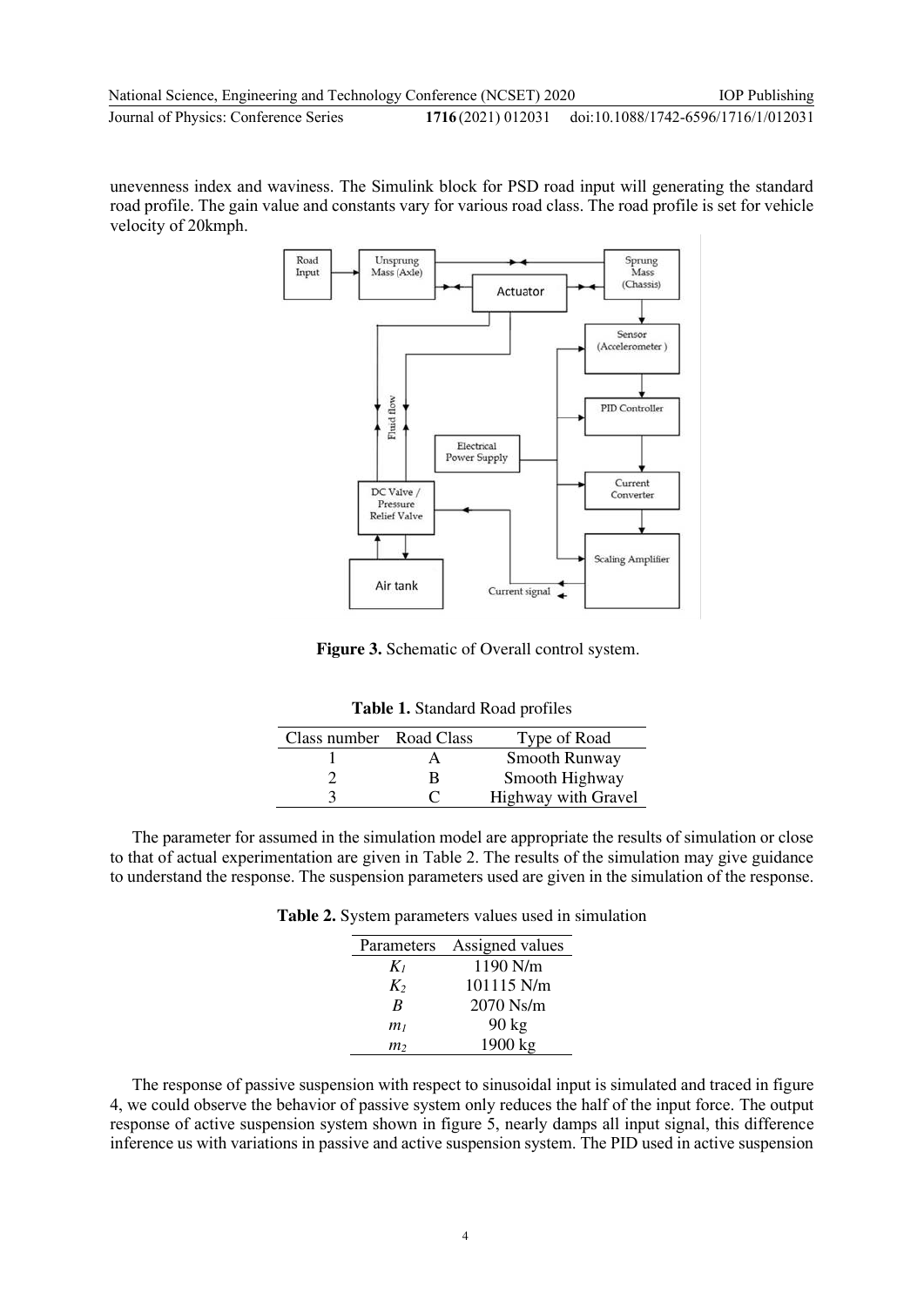unevenness index and waviness. The Simulink block for PSD road input will generating the standard road profile. The gain value and constants vary for various road class. The road profile is set for vehicle velocity of 20kmph.

**Figure 3.** Schematic of Overall control system.

**Table 1.** Standard Road profiles

| Class number | Road Class | Type of Road |
|---|---|---|
| 1 | A | Smooth Runway |
| 2 | B | Smooth Highway |
| 3 | C | Highway with Gravel |

The parameter for assumed in the simulation model are appropriate the results of simulation or close to that of actual experimentation are given in Table 2. The results of the simulation may give guidance to understand the response. The suspension parameters used are given in the simulation of the response.

**Table 2.** System parameters values used in simulation

| Parameters | Assigned values |
|---|---|
| $K_1$ | 1190 N/m |
| $K_2$ | 101115 N/m |
| $B$ | 2070 Ns/m |
| $m_1$ | 90 kg |
| $m_2$ | 1900 kg |

The response of passive suspension with respect to sinusoidal input is simulated and traced in figure 4, we could observe the behavior of passive system only reduces the half of the input force. The output response of active suspension system shown in figure 5, nearly damps all input signal, this difference inference us with variations in passive and active suspension system. The PID used in active suspension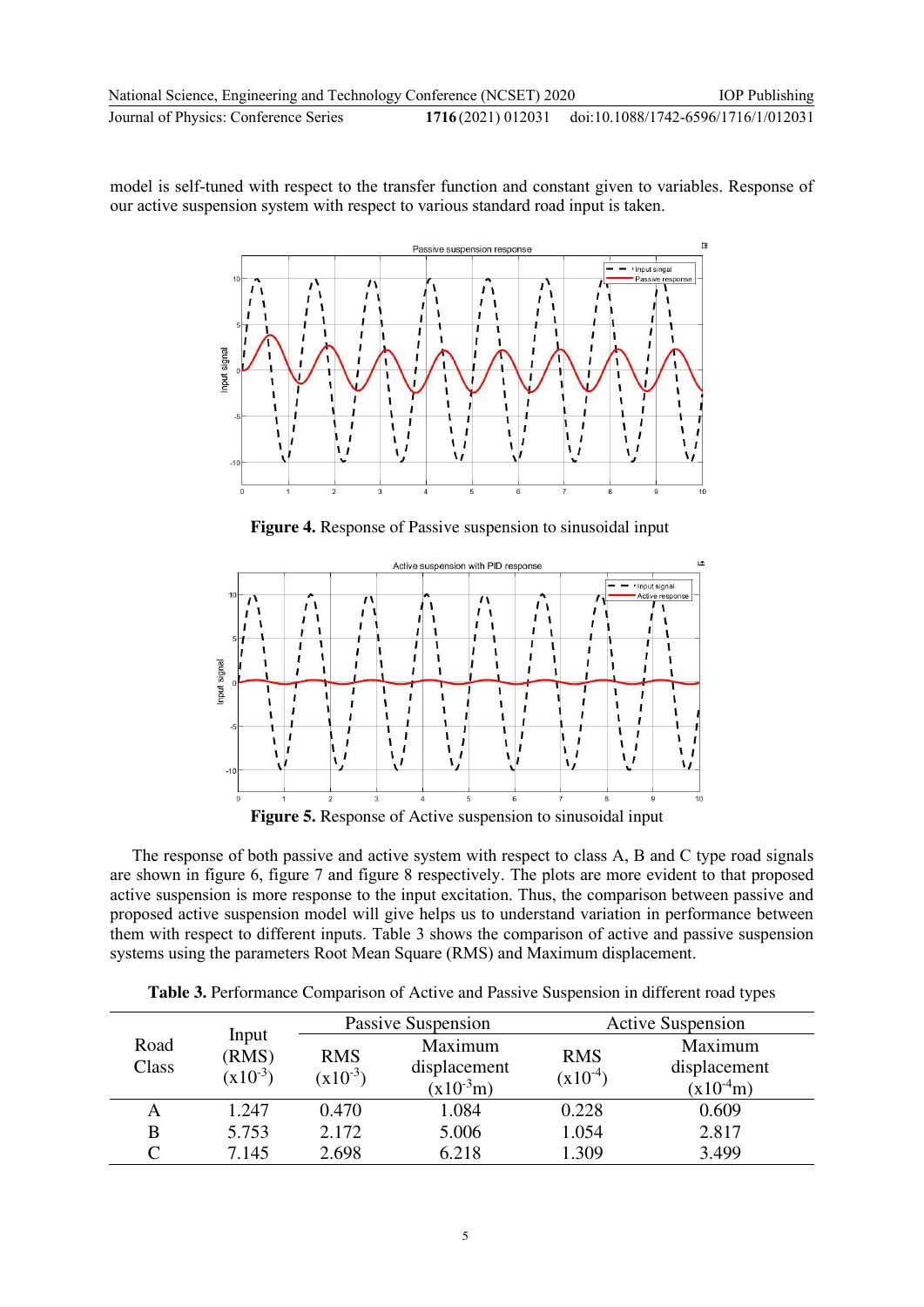model is self-tuned with respect to the transfer function and constant given to variables. Response of our active suspension system with respect to various standard road input is taken.

**Figure 4.** Response of Passive suspension to sinusoidal input

**Figure 5.** Response of Active suspension to sinusoidal input

The response of both passive and active system with respect to class A, B and C type road signals are shown in figure 6, figure 7 and figure 8 respectively. The plots are more evident to that proposed active suspension is more response to the input excitation. Thus, the comparison between passive and proposed active suspension model will give helps us to understand variation in performance between them with respect to different inputs. Table 3 shows the comparison of active and passive suspension systems using the parameters Root Mean Square (RMS) and Maximum displacement.

**Table 3.** Performance Comparison of Active and Passive Suspension in different road types

| Road Class | Input (RMS) ($x10^{-3}$) | Passive Suspension | | Active Suspension | |
|---|---|---|---|---|---|
| | | RMS ($x10^{-3}$) | Maximum displacement ($x10^{-3}$m) | RMS ($x10^{-4}$) | Maximum displacement ($x10^{-4}$m) |
| A | 1.247 | 0.470 | 1.084 | 0.228 | 0.609 |
| B | 5.753 | 2.172 | 5.006 | 1.054 | 2.817 |
| C | 7.145 | 2.698 | 6.218 | 1.309 | 3.499 |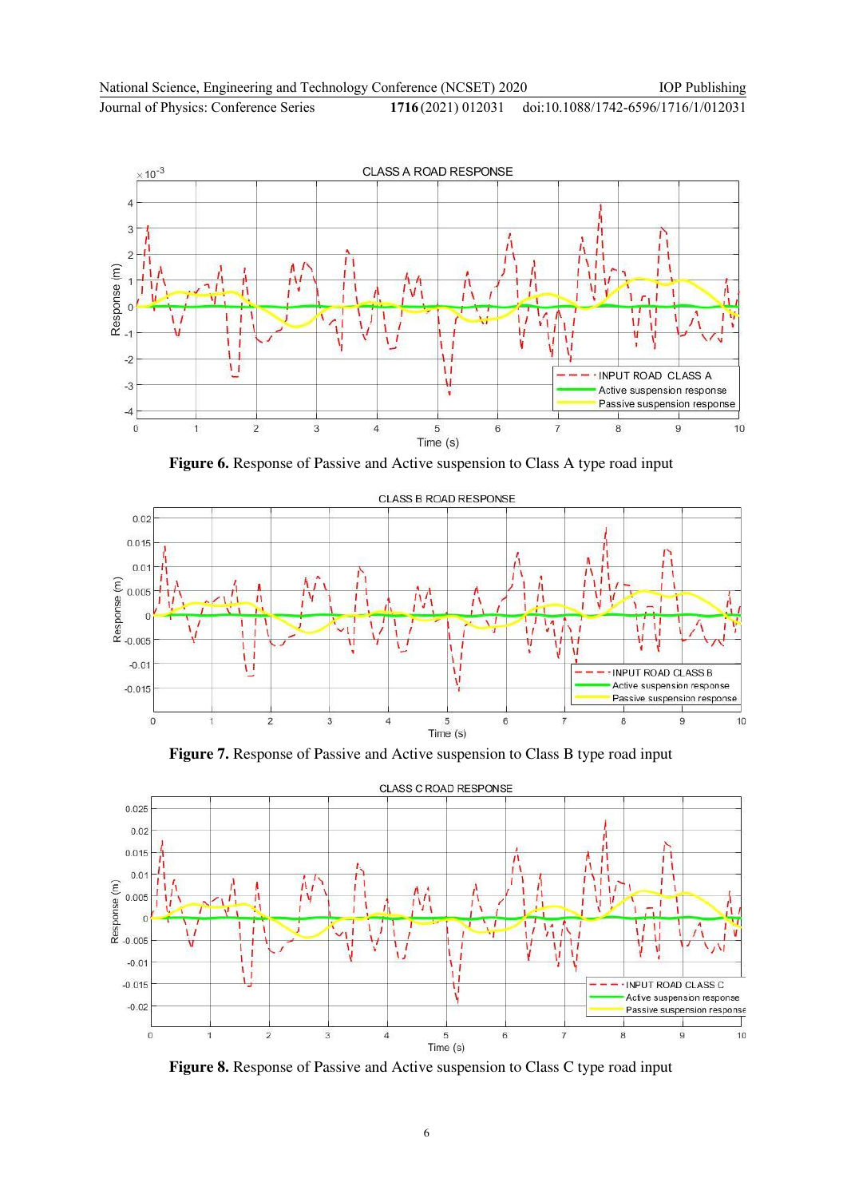**Figure 6.** Response of Passive and Active suspension to Class A type road input

**Figure 7.** Response of Passive and Active suspension to Class B type road input

**Figure 8.** Response of Passive and Active suspension to Class C type road input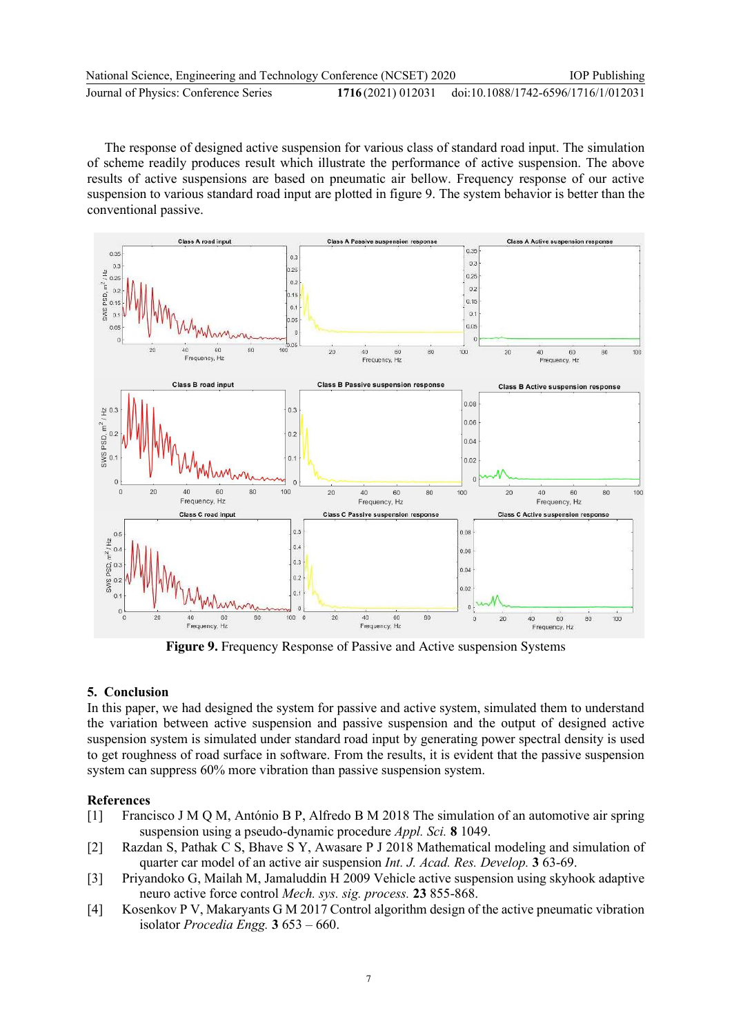The response of designed active suspension for various class of standard road input. The simulation of scheme readily produces result which illustrate the performance of active suspension. The above results of active suspensions are based on pneumatic air bellow. Frequency response of our active suspension to various standard road input are plotted in figure 9. The system behavior is better than the conventional passive.

**Figure 9.** Frequency Response of Passive and Active suspension Systems

## 5. Conclusion

In this paper, we had designed the system for passive and active system, simulated them to understand the variation between active suspension and passive suspension and the output of designed active suspension system is simulated under standard road input by generating power spectral density is used to get roughness of road surface in software. From the results, it is evident that the passive suspension system can suppress 60% more vibration than passive suspension system.

## References

[1] Francisco J M Q M, António B P, Alfredo B M 2018 The simulation of an automotive air spring suspension using a pseudo-dynamic procedure *Appl. Sci.* **8** 1049.

[2] Razdan S, Pathak C S, Bhave S Y, Awasare P J 2018 Mathematical modeling and simulation of quarter car model of an active air suspension *Int. J. Acad. Res. Develop.* **3** 63-69.

[3] Priyandoko G, Mailah M, Jamaluddin H 2009 Vehicle active suspension using skyhook adaptive neuro active force control *Mech. sys. sig. process.* **23** 855-868.

[4] Kosenkov P V, Makaryants G M 2017 Control algorithm design of the active pneumatic vibration isolator *Procedia Engg.* **3** 653 – 660.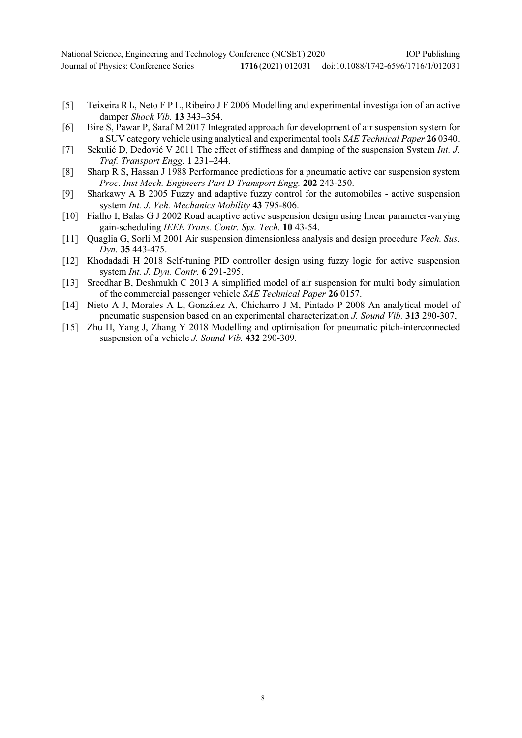[5] Teixeira R L, Neto F P L, Ribeiro J F 2006 Modelling and experimental investigation of an active damper *Shock Vib.* **13** 343–354.

[6] Bire S, Pawar P, Saraf M 2017 Integrated approach for development of air suspension system for a SUV category vehicle using analytical and experimental tools *SAE Technical Paper* **26** 0340.

[7] Sekulić D, Dedović V 2011 The effect of stiffness and damping of the suspension System *Int. J. Traf. Transport Engg.* **1** 231–244.

[8] Sharp R S, Hassan J 1988 Performance predictions for a pneumatic active car suspension system *Proc. Inst Mech. Engineers Part D Transport Engg.* **202** 243-250.

[9] Sharkawy A B 2005 Fuzzy and adaptive fuzzy control for the automobiles - active suspension system *Int. J. Veh. Mechanics Mobility* **43** 795-806.

[10] Fialho I, Balas G J 2002 Road adaptive active suspension design using linear parameter-varying gain-scheduling *IEEE Trans. Contr. Sys. Tech.* **10** 43-54.

[11] Quaglia G, Sorli M 2001 Air suspension dimensionless analysis and design procedure *Vech. Sus. Dyn.* **35** 443-475.

[12] Khodadadi H 2018 Self-tuning PID controller design using fuzzy logic for active suspension system *Int. J. Dyn. Contr.* **6** 291-295.

[13] Sreedhar B, Deshmukh C 2013 A simplified model of air suspension for multi body simulation of the commercial passenger vehicle *SAE Technical Paper* **26** 0157.

[14] Nieto A J, Morales A L, González A, Chicharro J M, Pintado P 2008 An analytical model of pneumatic suspension based on an experimental characterization *J. Sound Vib.* **313** 290-307,

[15] Zhu H, Yang J, Zhang Y 2018 Modelling and optimisation for pneumatic pitch-interconnected suspension of a vehicle *J. Sound Vib.* **432** 290-309.